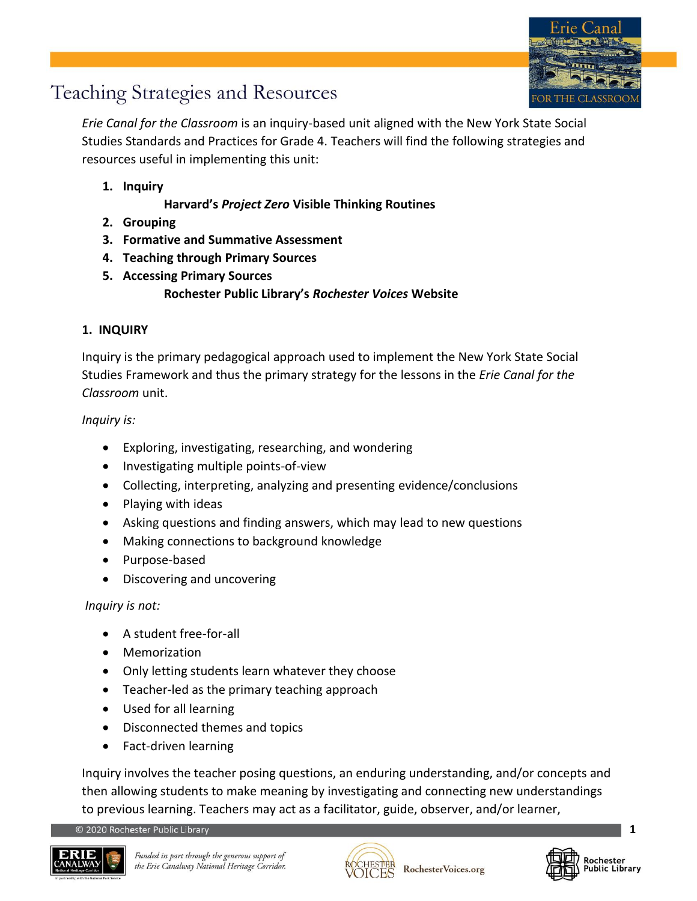# Teaching Strategies and Resources

*Erie Canal for the Classroom* is an inquiry-based unit aligned with the New York State Social Studies Standards and Practices for Grade 4. Teachers will find the following strategies and resources useful in implementing this unit:

1. **Inquiry**
   **Harvard's *Project Zero* Visible Thinking Routines**
2. **Grouping**
3. **Formative and Summative Assessment**
4. **Teaching through Primary Sources**
5. **Accessing Primary Sources**
   **Rochester Public Library's *Rochester Voices* Website**

## 1. INQUIRY

Inquiry is the primary pedagogical approach used to implement the New York State Social Studies Framework and thus the primary strategy for the lessons in the *Erie Canal for the Classroom* unit.

*Inquiry is:*

- Exploring, investigating, researching, and wondering
- Investigating multiple points-of-view
- Collecting, interpreting, analyzing and presenting evidence/conclusions
- Playing with ideas
- Asking questions and finding answers, which may lead to new questions
- Making connections to background knowledge
- Purpose-based
- Discovering and uncovering

*Inquiry is not:*

- A student free-for-all
- Memorization
- Only letting students learn whatever they choose
- Teacher-led as the primary teaching approach
- Used for all learning
- Disconnected themes and topics
- Fact-driven learning

Inquiry involves the teacher posing questions, an enduring understanding, and/or concepts and then allowing students to make meaning by investigating and connecting new understandings to previous learning. Teachers may act as a facilitator, guide, observer, and/or learner,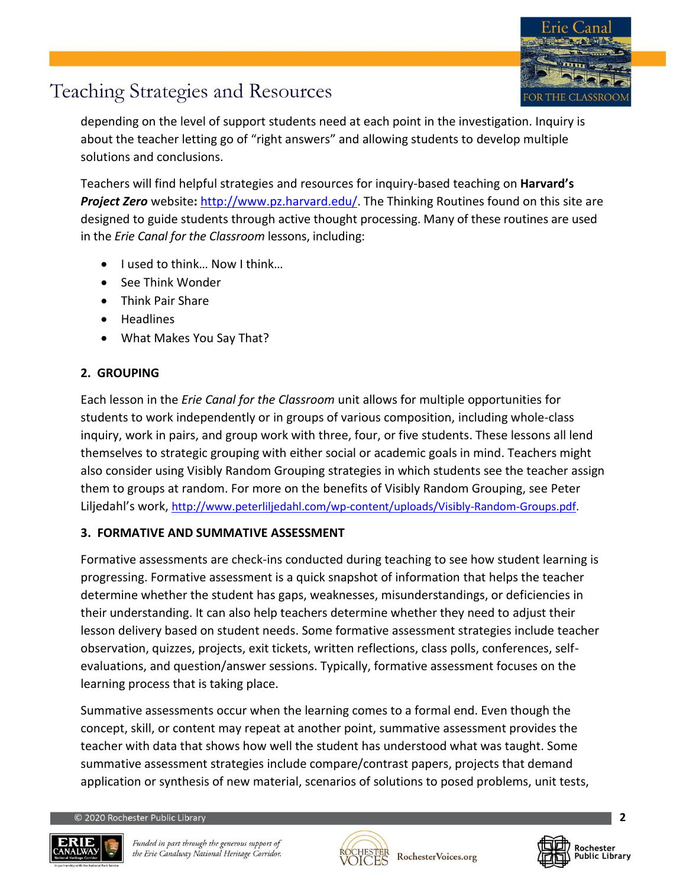depending on the level of support students need at each point in the investigation. Inquiry is about the teacher letting go of "right answers" and allowing students to develop multiple solutions and conclusions.

Teachers will find helpful strategies and resources for inquiry-based teaching on **Harvard's *Project Zero*** website**:** http://www.pz.harvard.edu/. The Thinking Routines found on this site are designed to guide students through active thought processing. Many of these routines are used in the *Erie Canal for the Classroom* lessons, including:

- I used to think… Now I think…
- See Think Wonder
- Think Pair Share
- Headlines
- What Makes You Say That?

### 2. GROUPING

Each lesson in the *Erie Canal for the Classroom* unit allows for multiple opportunities for students to work independently or in groups of various composition, including whole-class inquiry, work in pairs, and group work with three, four, or five students. These lessons all lend themselves to strategic grouping with either social or academic goals in mind. Teachers might also consider using Visibly Random Grouping strategies in which students see the teacher assign them to groups at random. For more on the benefits of Visibly Random Grouping, see Peter Liljedahl's work, http://www.peterliljedahl.com/wp-content/uploads/Visibly-Random-Groups.pdf.

### 3. FORMATIVE AND SUMMATIVE ASSESSMENT

Formative assessments are check-ins conducted during teaching to see how student learning is progressing. Formative assessment is a quick snapshot of information that helps the teacher determine whether the student has gaps, weaknesses, misunderstandings, or deficiencies in their understanding. It can also help teachers determine whether they need to adjust their lesson delivery based on student needs. Some formative assessment strategies include teacher observation, quizzes, projects, exit tickets, written reflections, class polls, conferences, self-evaluations, and question/answer sessions. Typically, formative assessment focuses on the learning process that is taking place.

Summative assessments occur when the learning comes to a formal end. Even though the concept, skill, or content may repeat at another point, summative assessment provides the teacher with data that shows how well the student has understood what was taught. Some summative assessment strategies include compare/contrast papers, projects that demand application or synthesis of new material, scenarios of solutions to posed problems, unit tests,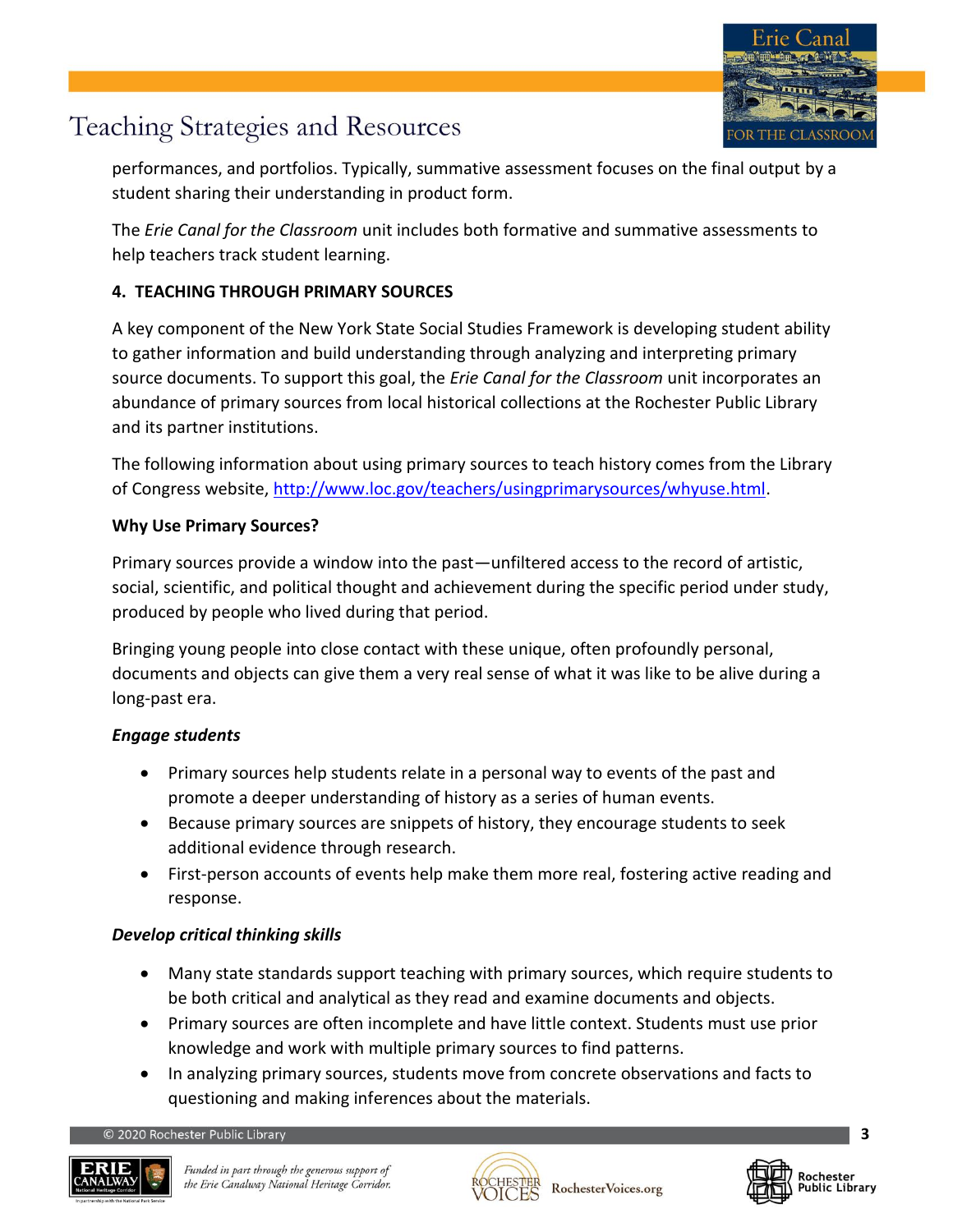performances, and portfolios. Typically, summative assessment focuses on the final output by a student sharing their understanding in product form.

The *Erie Canal for the Classroom* unit includes both formative and summative assessments to help teachers track student learning.

### 4. TEACHING THROUGH PRIMARY SOURCES

A key component of the New York State Social Studies Framework is developing student ability to gather information and build understanding through analyzing and interpreting primary source documents. To support this goal, the *Erie Canal for the Classroom* unit incorporates an abundance of primary sources from local historical collections at the Rochester Public Library and its partner institutions.

The following information about using primary sources to teach history comes from the Library of Congress website, [http://www.loc.gov/teachers/usingprimarysources/whyuse.html](http://www.loc.gov/teachers/usingprimarysources/whyuse.html).

**Why Use Primary Sources?**

Primary sources provide a window into the past—unfiltered access to the record of artistic, social, scientific, and political thought and achievement during the specific period under study, produced by people who lived during that period.

Bringing young people into close contact with these unique, often profoundly personal, documents and objects can give them a very real sense of what it was like to be alive during a long-past era.

***Engage students***

- Primary sources help students relate in a personal way to events of the past and promote a deeper understanding of history as a series of human events.
- Because primary sources are snippets of history, they encourage students to seek additional evidence through research.
- First-person accounts of events help make them more real, fostering active reading and response.

***Develop critical thinking skills***

- Many state standards support teaching with primary sources, which require students to be both critical and analytical as they read and examine documents and objects.
- Primary sources are often incomplete and have little context. Students must use prior knowledge and work with multiple primary sources to find patterns.
- In analyzing primary sources, students move from concrete observations and facts to questioning and making inferences about the materials.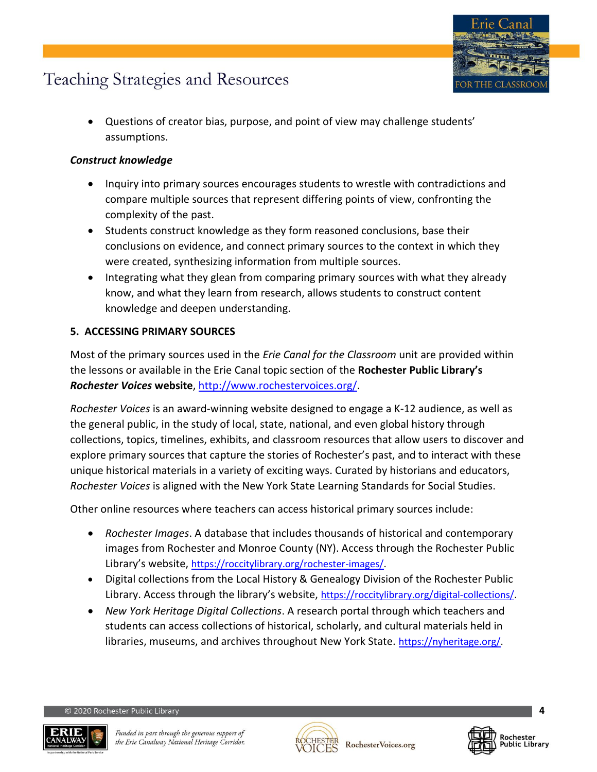- Questions of creator bias, purpose, and point of view may challenge students' assumptions.

***Construct knowledge***

- Inquiry into primary sources encourages students to wrestle with contradictions and compare multiple sources that represent differing points of view, confronting the complexity of the past.
- Students construct knowledge as they form reasoned conclusions, base their conclusions on evidence, and connect primary sources to the context in which they were created, synthesizing information from multiple sources.
- Integrating what they glean from comparing primary sources with what they already know, and what they learn from research, allows students to construct content knowledge and deepen understanding.

**5. ACCESSING PRIMARY SOURCES**

Most of the primary sources used in the *Erie Canal for the Classroom* unit are provided within the lessons or available in the Erie Canal topic section of the **Rochester Public Library's *Rochester Voices* website**, http://www.rochestervoices.org/.

*Rochester Voices* is an award-winning website designed to engage a K-12 audience, as well as the general public, in the study of local, state, national, and even global history through collections, topics, timelines, exhibits, and classroom resources that allow users to discover and explore primary sources that capture the stories of Rochester's past, and to interact with these unique historical materials in a variety of exciting ways. Curated by historians and educators, *Rochester Voices* is aligned with the New York State Learning Standards for Social Studies.

Other online resources where teachers can access historical primary sources include:

- *Rochester Images*. A database that includes thousands of historical and contemporary images from Rochester and Monroe County (NY). Access through the Rochester Public Library's website, https://roccitylibrary.org/rochester-images/.
- Digital collections from the Local History & Genealogy Division of the Rochester Public Library. Access through the library's website, https://roccitylibrary.org/digital-collections/.
- *New York Heritage Digital Collections*. A research portal through which teachers and students can access collections of historical, scholarly, and cultural materials held in libraries, museums, and archives throughout New York State. https://nyheritage.org/.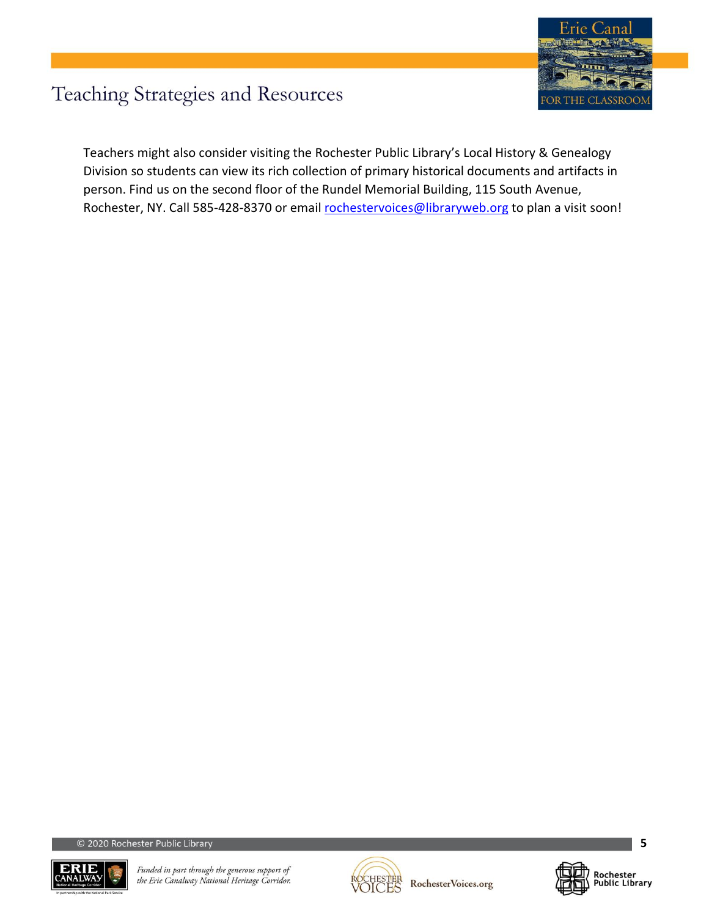Teachers might also consider visiting the Rochester Public Library's Local History & Genealogy Division so students can view its rich collection of primary historical documents and artifacts in person. Find us on the second floor of the Rundel Memorial Building, 115 South Avenue, Rochester, NY. Call 585-428-8370 or email rochestervoices@libraryweb.org to plan a visit soon!